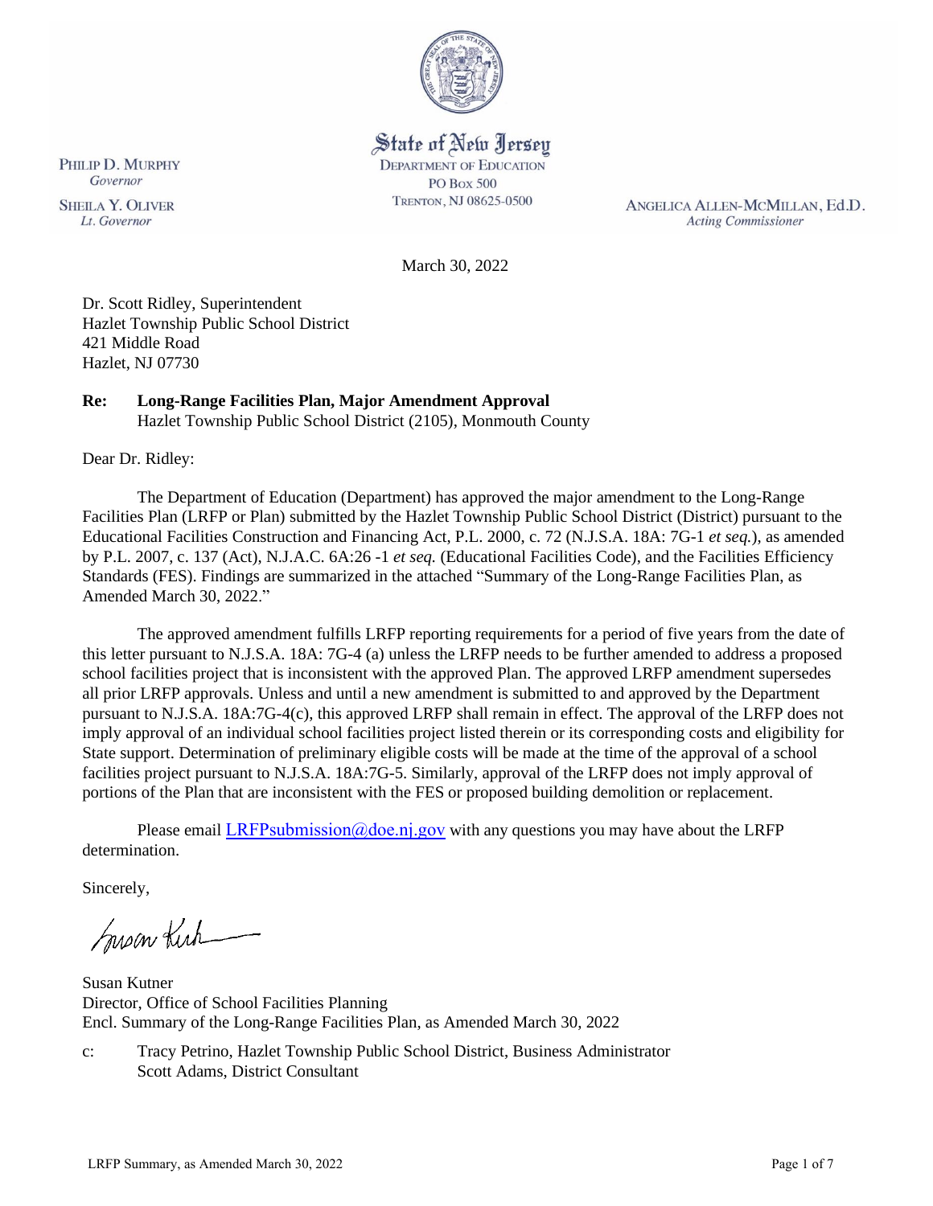State of New Jersey
DEPARTMENT OF EDUCATION
PO Box 500
TRENTON, NJ 08625-0500

PHILIP D. MURPHY
*Governor*

SHEILA Y. OLIVER
*Lt. Governor*

ANGELICA ALLEN-MCMILLAN, Ed.D.
*Acting Commissioner*

March 30, 2022

Dr. Scott Ridley, Superintendent
Hazlet Township Public School District
421 Middle Road
Hazlet, NJ 07730

**Re: Long-Range Facilities Plan, Major Amendment Approval**
Hazlet Township Public School District (2105), Monmouth County

Dear Dr. Ridley:

The Department of Education (Department) has approved the major amendment to the Long-Range Facilities Plan (LRFP or Plan) submitted by the Hazlet Township Public School District (District) pursuant to the Educational Facilities Construction and Financing Act, P.L. 2000, c. 72 (N.J.S.A. 18A: 7G-1 *et seq.*), as amended by P.L. 2007, c. 137 (Act), N.J.A.C. 6A:26 -1 *et seq.* (Educational Facilities Code), and the Facilities Efficiency Standards (FES). Findings are summarized in the attached "Summary of the Long-Range Facilities Plan, as Amended March 30, 2022."

The approved amendment fulfills LRFP reporting requirements for a period of five years from the date of this letter pursuant to N.J.S.A. 18A: 7G-4 (a) unless the LRFP needs to be further amended to address a proposed school facilities project that is inconsistent with the approved Plan. The approved LRFP amendment supersedes all prior LRFP approvals. Unless and until a new amendment is submitted to and approved by the Department pursuant to N.J.S.A. 18A:7G-4(c), this approved LRFP shall remain in effect. The approval of the LRFP does not imply approval of an individual school facilities project listed therein or its corresponding costs and eligibility for State support. Determination of preliminary eligible costs will be made at the time of the approval of a school facilities project pursuant to N.J.S.A. 18A:7G-5. Similarly, approval of the LRFP does not imply approval of portions of the Plan that are inconsistent with the FES or proposed building demolition or replacement.

Please email LRFPsubmission@doe.nj.gov with any questions you may have about the LRFP determination.

Sincerely,

Susan Kutner
Director, Office of School Facilities Planning
Encl. Summary of the Long-Range Facilities Plan, as Amended March 30, 2022

c: Tracy Petrino, Hazlet Township Public School District, Business Administrator
Scott Adams, District Consultant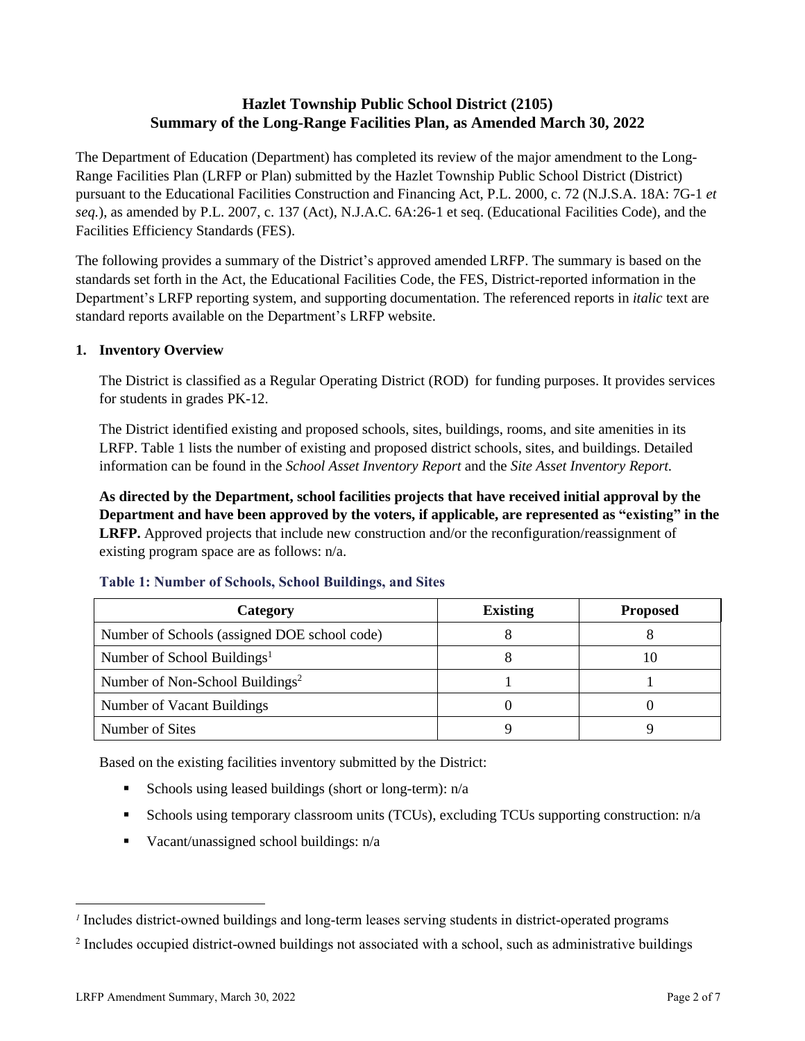# Hazlet Township Public School District (2105)
# Summary of the Long-Range Facilities Plan, as Amended March 30, 2022

The Department of Education (Department) has completed its review of the major amendment to the Long-Range Facilities Plan (LRFP or Plan) submitted by the Hazlet Township Public School District (District) pursuant to the Educational Facilities Construction and Financing Act, P.L. 2000, c. 72 (N.J.S.A. 18A: 7G-1 *et seq.*), as amended by P.L. 2007, c. 137 (Act), N.J.A.C. 6A:26-1 et seq. (Educational Facilities Code), and the Facilities Efficiency Standards (FES).

The following provides a summary of the District's approved amended LRFP. The summary is based on the standards set forth in the Act, the Educational Facilities Code, the FES, District-reported information in the Department's LRFP reporting system, and supporting documentation. The referenced reports in *italic* text are standard reports available on the Department's LRFP website.

## 1. Inventory Overview

The District is classified as a Regular Operating District (ROD) for funding purposes. It provides services for students in grades PK-12.

The District identified existing and proposed schools, sites, buildings, rooms, and site amenities in its LRFP. Table 1 lists the number of existing and proposed district schools, sites, and buildings. Detailed information can be found in the *School Asset Inventory Report* and the *Site Asset Inventory Report.*

**As directed by the Department, school facilities projects that have received initial approval by the Department and have been approved by the voters, if applicable, are represented as "existing" in the LRFP.** Approved projects that include new construction and/or the reconfiguration/reassignment of existing program space are as follows: n/a.

### Table 1: Number of Schools, School Buildings, and Sites

| Category | Existing | Proposed |
|---|---|---|
| Number of Schools (assigned DOE school code) | 8 | 8 |
| Number of School Buildings[1] | 8 | 10 |
| Number of Non-School Buildings[2] | 1 | 1 |
| Number of Vacant Buildings | 0 | 0 |
| Number of Sites | 9 | 9 |

Based on the existing facilities inventory submitted by the District:

- Schools using leased buildings (short or long-term): n/a
- Schools using temporary classroom units (TCUs), excluding TCUs supporting construction: n/a
- Vacant/unassigned school buildings: n/a

---

[1] Includes district-owned buildings and long-term leases serving students in district-operated programs

[2] Includes occupied district-owned buildings not associated with a school, such as administrative buildings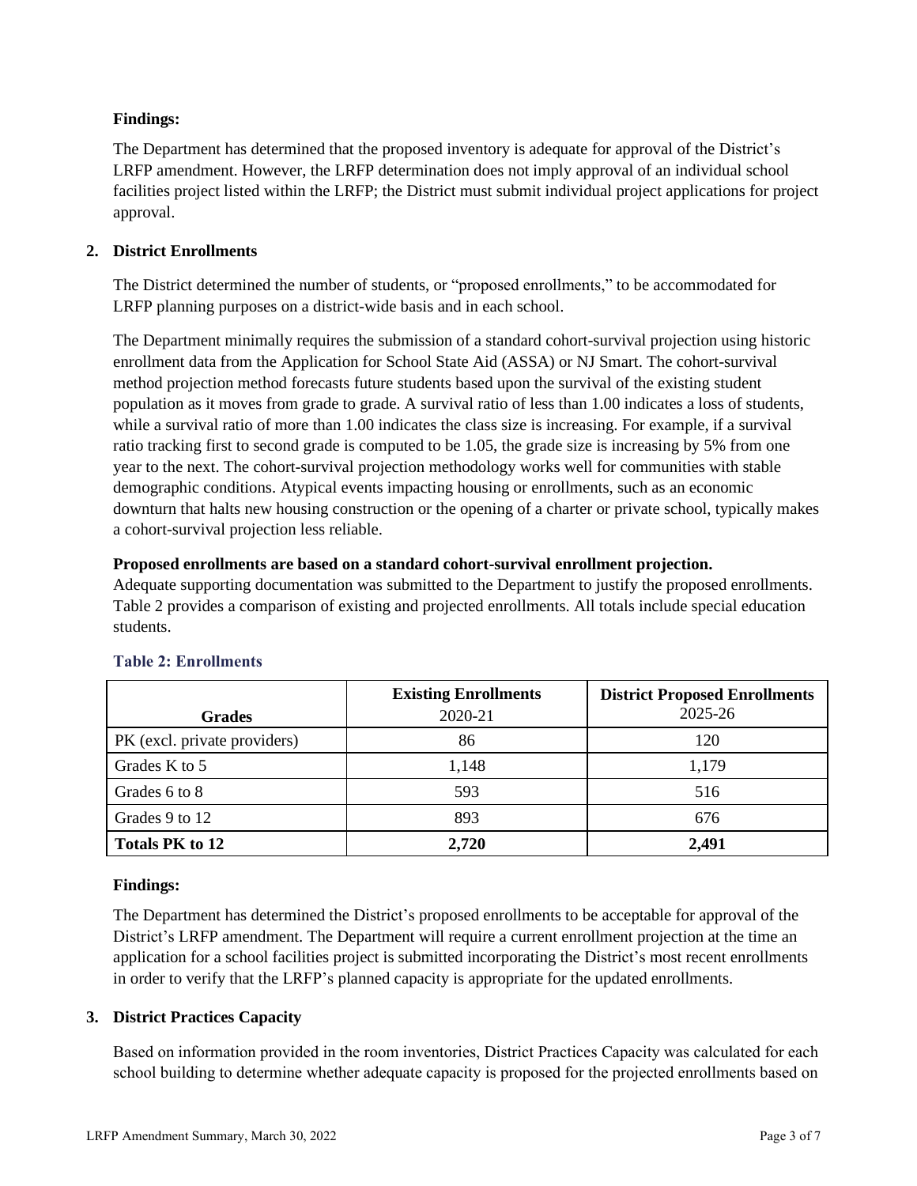**Findings:**

The Department has determined that the proposed inventory is adequate for approval of the District's LRFP amendment. However, the LRFP determination does not imply approval of an individual school facilities project listed within the LRFP; the District must submit individual project applications for project approval.

## 2. District Enrollments

The District determined the number of students, or "proposed enrollments," to be accommodated for LRFP planning purposes on a district-wide basis and in each school.

The Department minimally requires the submission of a standard cohort-survival projection using historic enrollment data from the Application for School State Aid (ASSA) or NJ Smart. The cohort-survival method projection method forecasts future students based upon the survival of the existing student population as it moves from grade to grade. A survival ratio of less than 1.00 indicates a loss of students, while a survival ratio of more than 1.00 indicates the class size is increasing. For example, if a survival ratio tracking first to second grade is computed to be 1.05, the grade size is increasing by 5% from one year to the next. The cohort-survival projection methodology works well for communities with stable demographic conditions. Atypical events impacting housing or enrollments, such as an economic downturn that halts new housing construction or the opening of a charter or private school, typically makes a cohort-survival projection less reliable.

**Proposed enrollments are based on a standard cohort-survival enrollment projection.**

Adequate supporting documentation was submitted to the Department to justify the proposed enrollments. Table 2 provides a comparison of existing and projected enrollments. All totals include special education students.

**Table 2: Enrollments**

| Grades | **Existing Enrollments** 2020-21 | **District Proposed Enrollments** 2025-26 |
|---|---|---|
| PK (excl. private providers) | 86 | 120 |
| Grades K to 5 | 1,148 | 1,179 |
| Grades 6 to 8 | 593 | 516 |
| Grades 9 to 12 | 893 | 676 |
| **Totals PK to 12** | **2,720** | **2,491** |

**Findings:**

The Department has determined the District's proposed enrollments to be acceptable for approval of the District's LRFP amendment. The Department will require a current enrollment projection at the time an application for a school facilities project is submitted incorporating the District's most recent enrollments in order to verify that the LRFP's planned capacity is appropriate for the updated enrollments.

## 3. District Practices Capacity

Based on information provided in the room inventories, District Practices Capacity was calculated for each school building to determine whether adequate capacity is proposed for the projected enrollments based on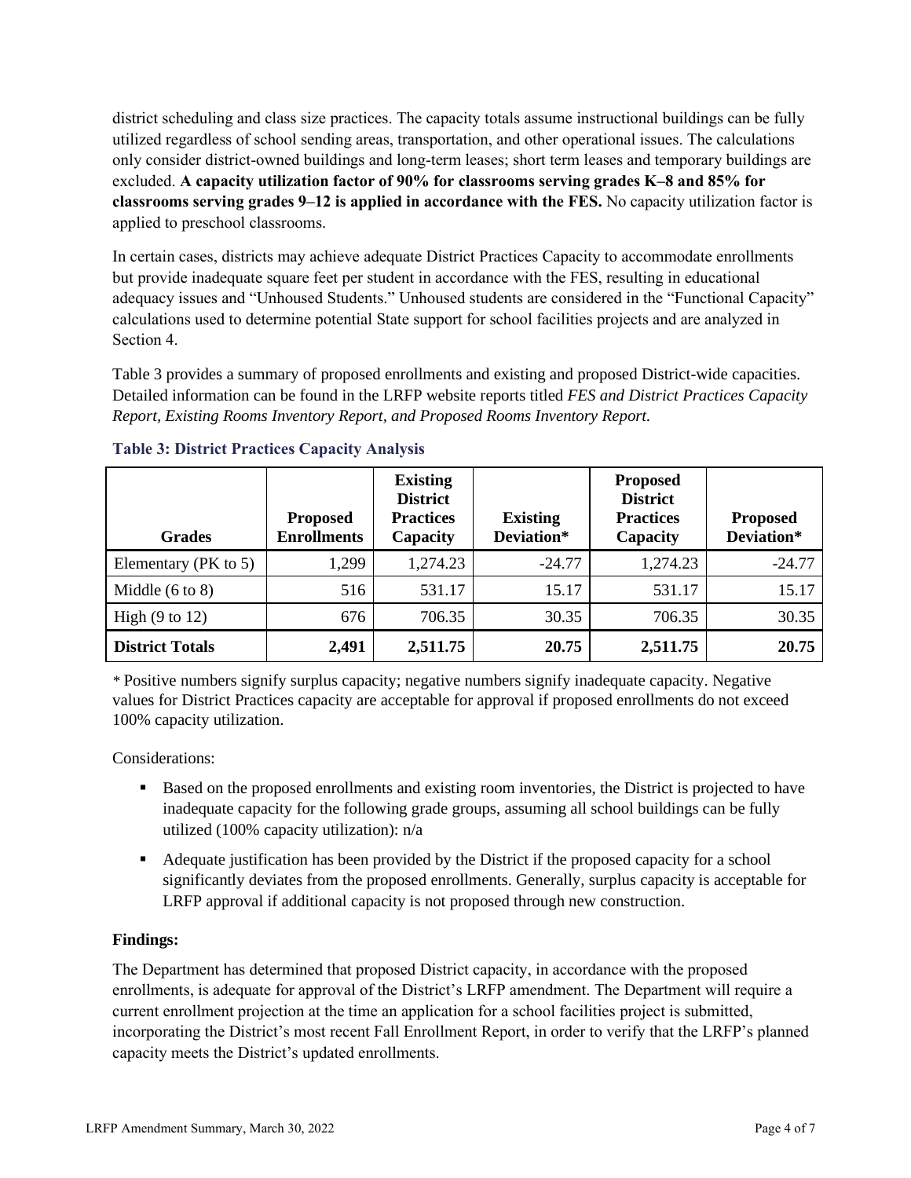district scheduling and class size practices. The capacity totals assume instructional buildings can be fully utilized regardless of school sending areas, transportation, and other operational issues. The calculations only consider district-owned buildings and long-term leases; short term leases and temporary buildings are excluded. **A capacity utilization factor of 90% for classrooms serving grades K–8 and 85% for classrooms serving grades 9–12 is applied in accordance with the FES.** No capacity utilization factor is applied to preschool classrooms.

In certain cases, districts may achieve adequate District Practices Capacity to accommodate enrollments but provide inadequate square feet per student in accordance with the FES, resulting in educational adequacy issues and "Unhoused Students." Unhoused students are considered in the "Functional Capacity" calculations used to determine potential State support for school facilities projects and are analyzed in Section 4.

Table 3 provides a summary of proposed enrollments and existing and proposed District-wide capacities. Detailed information can be found in the LRFP website reports titled *FES and District Practices Capacity Report, Existing Rooms Inventory Report, and Proposed Rooms Inventory Report.*

### Table 3: District Practices Capacity Analysis

| Grades | Proposed Enrollments | Existing District Practices Capacity | Existing Deviation* | Proposed District Practices Capacity | Proposed Deviation* |
|---|---|---|---|---|---|
| Elementary (PK to 5) | 1,299 | 1,274.23 | -24.77 | 1,274.23 | -24.77 |
| Middle (6 to 8) | 516 | 531.17 | 15.17 | 531.17 | 15.17 |
| High (9 to 12) | 676 | 706.35 | 30.35 | 706.35 | 30.35 |
| **District Totals** | **2,491** | **2,511.75** | **20.75** | **2,511.75** | **20.75** |

* Positive numbers signify surplus capacity; negative numbers signify inadequate capacity. Negative values for District Practices capacity are acceptable for approval if proposed enrollments do not exceed 100% capacity utilization.

Considerations:

- Based on the proposed enrollments and existing room inventories, the District is projected to have inadequate capacity for the following grade groups, assuming all school buildings can be fully utilized (100% capacity utilization): n/a
- Adequate justification has been provided by the District if the proposed capacity for a school significantly deviates from the proposed enrollments. Generally, surplus capacity is acceptable for LRFP approval if additional capacity is not proposed through new construction.

**Findings:**

The Department has determined that proposed District capacity, in accordance with the proposed enrollments, is adequate for approval of the District's LRFP amendment. The Department will require a current enrollment projection at the time an application for a school facilities project is submitted, incorporating the District's most recent Fall Enrollment Report, in order to verify that the LRFP's planned capacity meets the District's updated enrollments.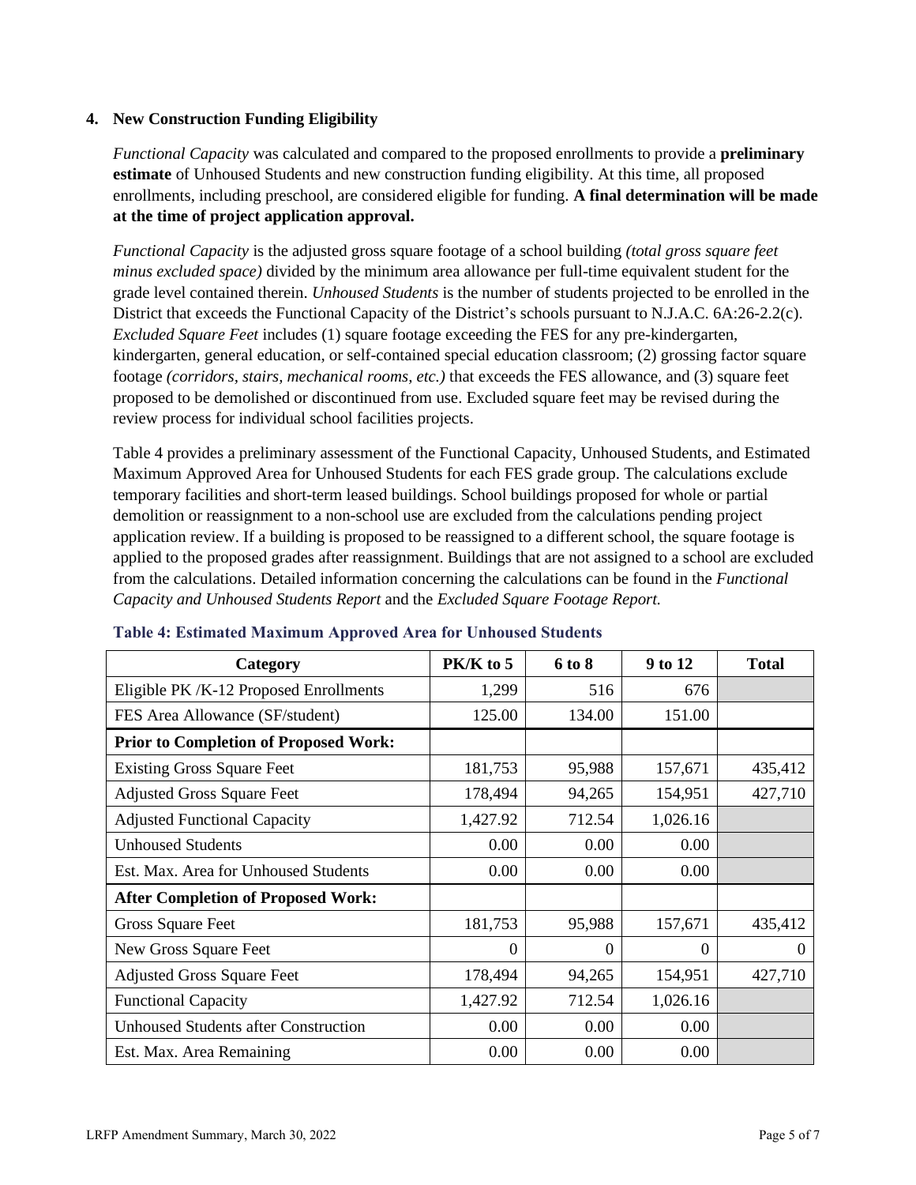## 4. New Construction Funding Eligibility

*Functional Capacity* was calculated and compared to the proposed enrollments to provide a **preliminary estimate** of Unhoused Students and new construction funding eligibility. At this time, all proposed enrollments, including preschool, are considered eligible for funding. **A final determination will be made at the time of project application approval.**

*Functional Capacity* is the adjusted gross square footage of a school building *(total gross square feet minus excluded space)* divided by the minimum area allowance per full-time equivalent student for the grade level contained therein. *Unhoused Students* is the number of students projected to be enrolled in the District that exceeds the Functional Capacity of the District's schools pursuant to N.J.A.C. 6A:26-2.2(c). *Excluded Square Feet* includes (1) square footage exceeding the FES for any pre-kindergarten, kindergarten, general education, or self-contained special education classroom; (2) grossing factor square footage *(corridors, stairs, mechanical rooms, etc.)* that exceeds the FES allowance, and (3) square feet proposed to be demolished or discontinued from use. Excluded square feet may be revised during the review process for individual school facilities projects.

Table 4 provides a preliminary assessment of the Functional Capacity, Unhoused Students, and Estimated Maximum Approved Area for Unhoused Students for each FES grade group. The calculations exclude temporary facilities and short-term leased buildings. School buildings proposed for whole or partial demolition or reassignment to a non-school use are excluded from the calculations pending project application review. If a building is proposed to be reassigned to a different school, the square footage is applied to the proposed grades after reassignment. Buildings that are not assigned to a school are excluded from the calculations. Detailed information concerning the calculations can be found in the *Functional Capacity and Unhoused Students Report* and the *Excluded Square Footage Report.*

**Table 4: Estimated Maximum Approved Area for Unhoused Students**

| Category | PK/K to 5 | 6 to 8 | 9 to 12 | Total |
|---|---|---|---|---|
| Eligible PK /K-12 Proposed Enrollments | 1,299 | 516 | 676 | |
| FES Area Allowance (SF/student) | 125.00 | 134.00 | 151.00 | |
| **Prior to Completion of Proposed Work:** | | | | |
| Existing Gross Square Feet | 181,753 | 95,988 | 157,671 | 435,412 |
| Adjusted Gross Square Feet | 178,494 | 94,265 | 154,951 | 427,710 |
| Adjusted Functional Capacity | 1,427.92 | 712.54 | 1,026.16 | |
| Unhoused Students | 0.00 | 0.00 | 0.00 | |
| Est. Max. Area for Unhoused Students | 0.00 | 0.00 | 0.00 | |
| **After Completion of Proposed Work:** | | | | |
| Gross Square Feet | 181,753 | 95,988 | 157,671 | 435,412 |
| New Gross Square Feet | 0 | 0 | 0 | 0 |
| Adjusted Gross Square Feet | 178,494 | 94,265 | 154,951 | 427,710 |
| Functional Capacity | 1,427.92 | 712.54 | 1,026.16 | |
| Unhoused Students after Construction | 0.00 | 0.00 | 0.00 | |
| Est. Max. Area Remaining | 0.00 | 0.00 | 0.00 | |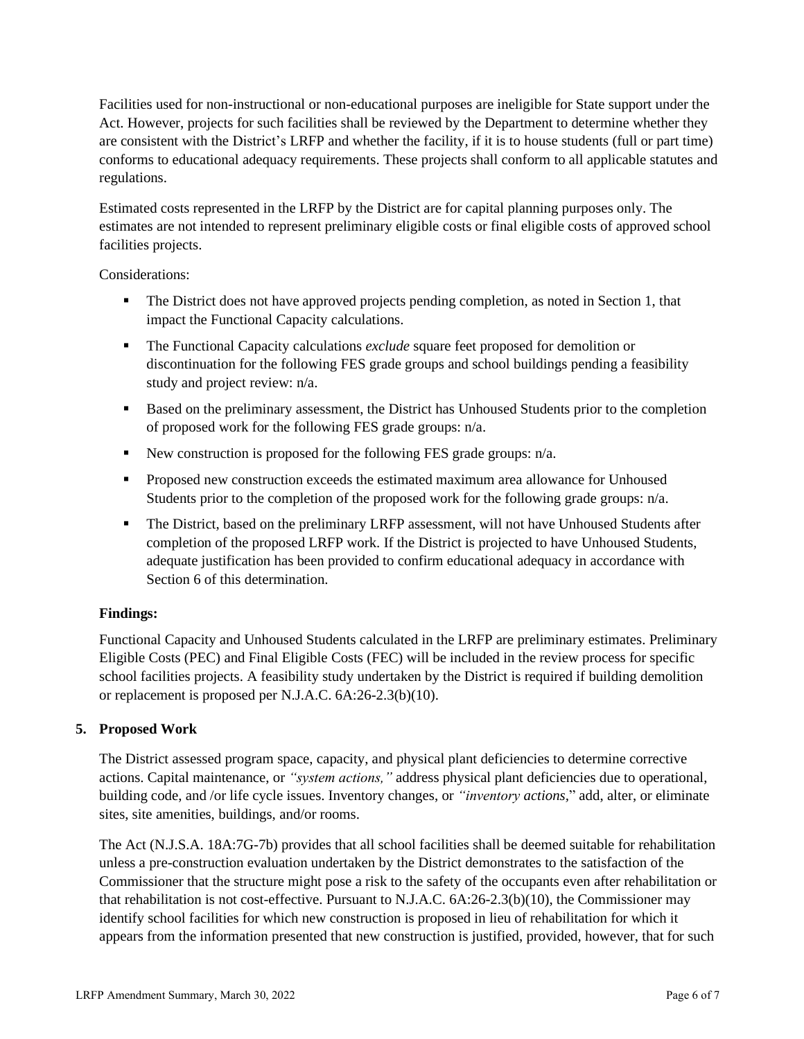Facilities used for non-instructional or non-educational purposes are ineligible for State support under the Act. However, projects for such facilities shall be reviewed by the Department to determine whether they are consistent with the District's LRFP and whether the facility, if it is to house students (full or part time) conforms to educational adequacy requirements. These projects shall conform to all applicable statutes and regulations.

Estimated costs represented in the LRFP by the District are for capital planning purposes only. The estimates are not intended to represent preliminary eligible costs or final eligible costs of approved school facilities projects.

Considerations:

- The District does not have approved projects pending completion, as noted in Section 1, that impact the Functional Capacity calculations.
- The Functional Capacity calculations *exclude* square feet proposed for demolition or discontinuation for the following FES grade groups and school buildings pending a feasibility study and project review: n/a.
- Based on the preliminary assessment, the District has Unhoused Students prior to the completion of proposed work for the following FES grade groups: n/a.
- New construction is proposed for the following FES grade groups: n/a.
- Proposed new construction exceeds the estimated maximum area allowance for Unhoused Students prior to the completion of the proposed work for the following grade groups: n/a.
- The District, based on the preliminary LRFP assessment, will not have Unhoused Students after completion of the proposed LRFP work. If the District is projected to have Unhoused Students, adequate justification has been provided to confirm educational adequacy in accordance with Section 6 of this determination.

**Findings:**

Functional Capacity and Unhoused Students calculated in the LRFP are preliminary estimates. Preliminary Eligible Costs (PEC) and Final Eligible Costs (FEC) will be included in the review process for specific school facilities projects. A feasibility study undertaken by the District is required if building demolition or replacement is proposed per N.J.A.C. 6A:26-2.3(b)(10).

## 5. Proposed Work

The District assessed program space, capacity, and physical plant deficiencies to determine corrective actions. Capital maintenance, or *"system actions,"* address physical plant deficiencies due to operational, building code, and /or life cycle issues. Inventory changes, or *"inventory actions*," add, alter, or eliminate sites, site amenities, buildings, and/or rooms.

The Act (N.J.S.A. 18A:7G-7b) provides that all school facilities shall be deemed suitable for rehabilitation unless a pre-construction evaluation undertaken by the District demonstrates to the satisfaction of the Commissioner that the structure might pose a risk to the safety of the occupants even after rehabilitation or that rehabilitation is not cost-effective. Pursuant to N.J.A.C. 6A:26-2.3(b)(10), the Commissioner may identify school facilities for which new construction is proposed in lieu of rehabilitation for which it appears from the information presented that new construction is justified, provided, however, that for such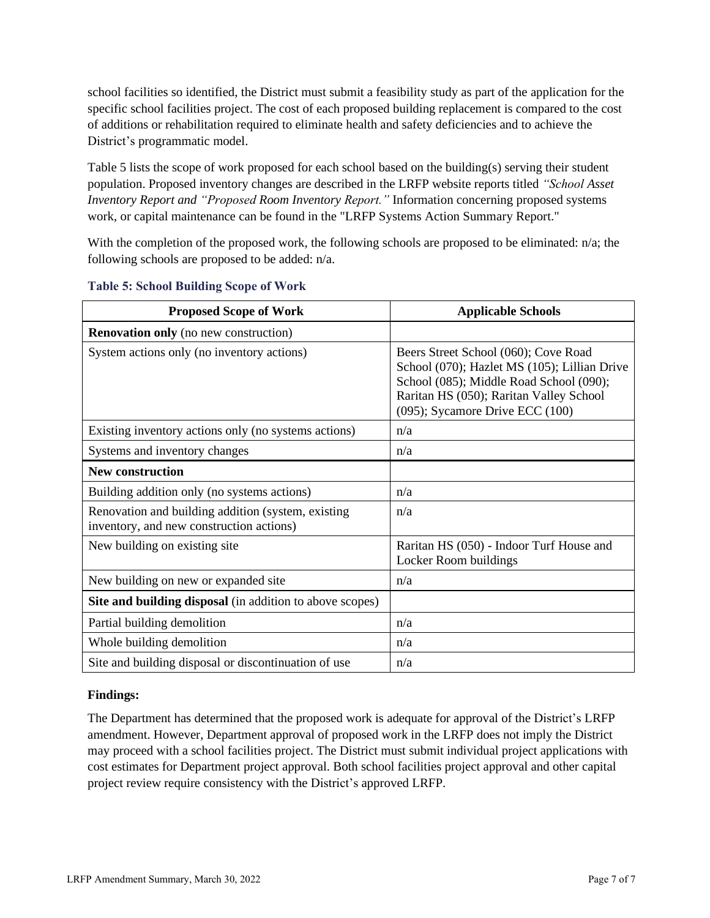school facilities so identified, the District must submit a feasibility study as part of the application for the specific school facilities project. The cost of each proposed building replacement is compared to the cost of additions or rehabilitation required to eliminate health and safety deficiencies and to achieve the District's programmatic model.

Table 5 lists the scope of work proposed for each school based on the building(s) serving their student population. Proposed inventory changes are described in the LRFP website reports titled *"School Asset Inventory Report and "Proposed Room Inventory Report."* Information concerning proposed systems work, or capital maintenance can be found in the "LRFP Systems Action Summary Report."

With the completion of the proposed work, the following schools are proposed to be eliminated: n/a; the following schools are proposed to be added: n/a.

### Table 5: School Building Scope of Work

| Proposed Scope of Work | Applicable Schools |
|---|---|
| **Renovation only** (no new construction) | |
| System actions only (no inventory actions) | Beers Street School (060); Cove Road School (070); Hazlet MS (105); Lillian Drive School (085); Middle Road School (090); Raritan HS (050); Raritan Valley School (095); Sycamore Drive ECC (100) |
| Existing inventory actions only (no systems actions) | n/a |
| Systems and inventory changes | n/a |
| **New construction** | |
| Building addition only (no systems actions) | n/a |
| Renovation and building addition (system, existing inventory, and new construction actions) | n/a |
| New building on existing site | Raritan HS (050) - Indoor Turf House and Locker Room buildings |
| New building on new or expanded site | n/a |
| **Site and building disposal** (in addition to above scopes) | |
| Partial building demolition | n/a |
| Whole building demolition | n/a |
| Site and building disposal or discontinuation of use | n/a |

**Findings:**

The Department has determined that the proposed work is adequate for approval of the District's LRFP amendment. However, Department approval of proposed work in the LRFP does not imply the District may proceed with a school facilities project. The District must submit individual project applications with cost estimates for Department project approval. Both school facilities project approval and other capital project review require consistency with the District's approved LRFP.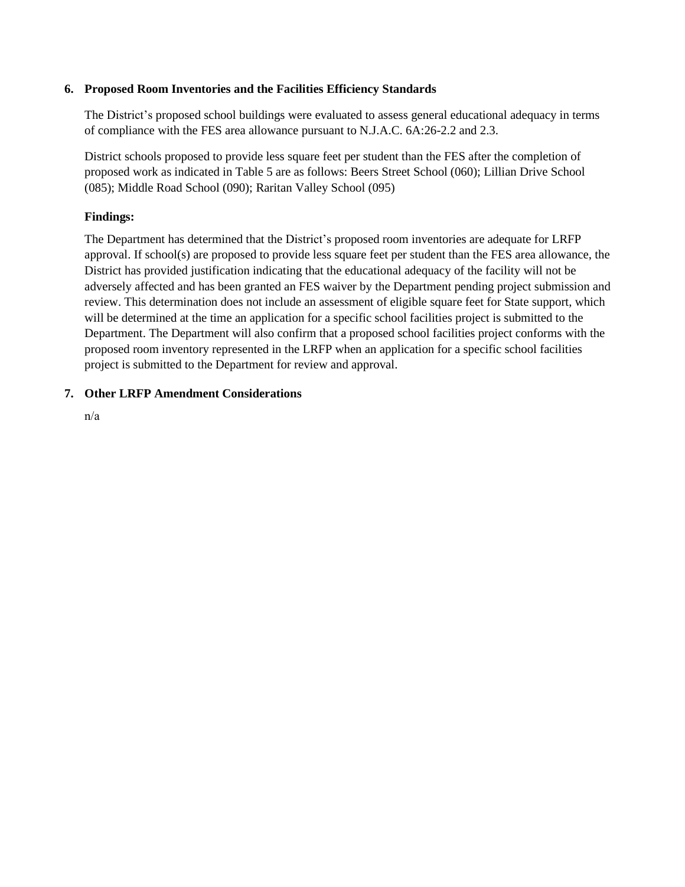**6. Proposed Room Inventories and the Facilities Efficiency Standards**

The District's proposed school buildings were evaluated to assess general educational adequacy in terms of compliance with the FES area allowance pursuant to N.J.A.C. 6A:26-2.2 and 2.3.

District schools proposed to provide less square feet per student than the FES after the completion of proposed work as indicated in Table 5 are as follows: Beers Street School (060); Lillian Drive School (085); Middle Road School (090); Raritan Valley School (095)

**Findings:**

The Department has determined that the District's proposed room inventories are adequate for LRFP approval. If school(s) are proposed to provide less square feet per student than the FES area allowance, the District has provided justification indicating that the educational adequacy of the facility will not be adversely affected and has been granted an FES waiver by the Department pending project submission and review. This determination does not include an assessment of eligible square feet for State support, which will be determined at the time an application for a specific school facilities project is submitted to the Department. The Department will also confirm that a proposed school facilities project conforms with the proposed room inventory represented in the LRFP when an application for a specific school facilities project is submitted to the Department for review and approval.

**7. Other LRFP Amendment Considerations**

n/a